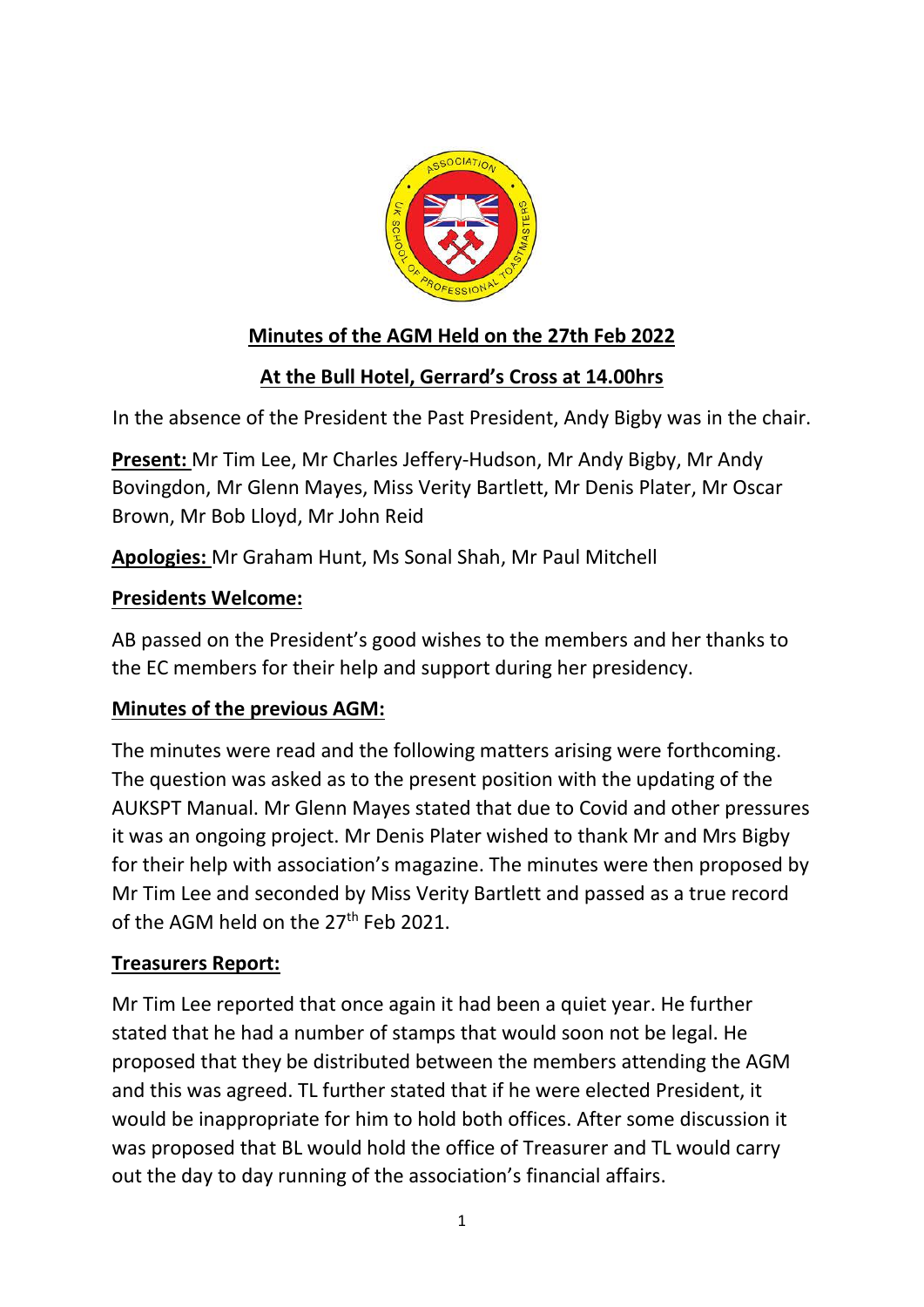**Minutes of the AGM Held on the 27th Feb 2022**

**At the Bull Hotel, Gerrard's Cross at 14.00hrs**

In the absence of the President the Past President, Andy Bigby was in the chair.

**Present:** Mr Tim Lee, Mr Charles Jeffery-Hudson, Mr Andy Bigby, Mr Andy Bovingdon, Mr Glenn Mayes, Miss Verity Bartlett, Mr Denis Plater, Mr Oscar Brown, Mr Bob Lloyd, Mr John Reid

**Apologies:** Mr Graham Hunt, Ms Sonal Shah, Mr Paul Mitchell

**Presidents Welcome:**

AB passed on the President's good wishes to the members and her thanks to the EC members for their help and support during her presidency.

**Minutes of the previous AGM:**

The minutes were read and the following matters arising were forthcoming. The question was asked as to the present position with the updating of the AUKSPT Manual. Mr Glenn Mayes stated that due to Covid and other pressures it was an ongoing project. Mr Denis Plater wished to thank Mr and Mrs Bigby for their help with association's magazine. The minutes were then proposed by Mr Tim Lee and seconded by Miss Verity Bartlett and passed as a true record of the AGM held on the 27th Feb 2021.

**Treasurers Report:**

Mr Tim Lee reported that once again it had been a quiet year. He further stated that he had a number of stamps that would soon not be legal. He proposed that they be distributed between the members attending the AGM and this was agreed. TL further stated that if he were elected President, it would be inappropriate for him to hold both offices. After some discussion it was proposed that BL would hold the office of Treasurer and TL would carry out the day to day running of the association's financial affairs.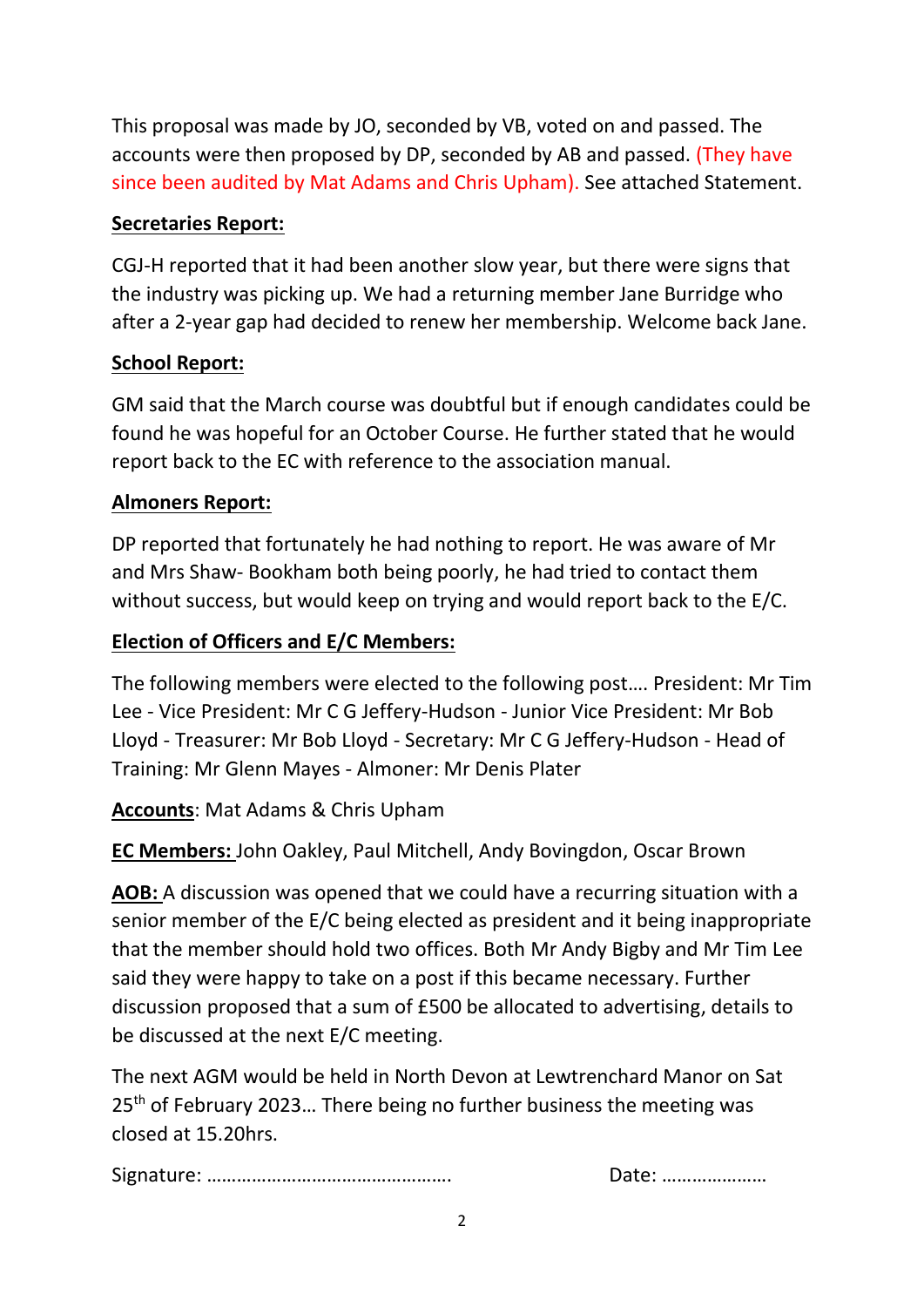This proposal was made by JO, seconded by VB, voted on and passed. The accounts were then proposed by DP, seconded by AB and passed. (They have since been audited by Mat Adams and Chris Upham). See attached Statement.

**Secretaries Report:**

CGJ-H reported that it had been another slow year, but there were signs that the industry was picking up. We had a returning member Jane Burridge who after a 2-year gap had decided to renew her membership. Welcome back Jane.

**School Report:**

GM said that the March course was doubtful but if enough candidates could be found he was hopeful for an October Course. He further stated that he would report back to the EC with reference to the association manual.

**Almoners Report:**

DP reported that fortunately he had nothing to report. He was aware of Mr and Mrs Shaw- Bookham both being poorly, he had tried to contact them without success, but would keep on trying and would report back to the E/C.

**Election of Officers and E/C Members:**

The following members were elected to the following post…. President: Mr Tim Lee - Vice President: Mr C G Jeffery-Hudson - Junior Vice President: Mr Bob Lloyd - Treasurer: Mr Bob Lloyd - Secretary: Mr C G Jeffery-Hudson - Head of Training: Mr Glenn Mayes - Almoner: Mr Denis Plater

**Accounts**: Mat Adams & Chris Upham

**EC Members:** John Oakley, Paul Mitchell, Andy Bovingdon, Oscar Brown

**AOB:** A discussion was opened that we could have a recurring situation with a senior member of the E/C being elected as president and it being inappropriate that the member should hold two offices. Both Mr Andy Bigby and Mr Tim Lee said they were happy to take on a post if this became necessary. Further discussion proposed that a sum of £500 be allocated to advertising, details to be discussed at the next E/C meeting.

The next AGM would be held in North Devon at Lewtrenchard Manor on Sat 25th of February 2023… There being no further business the meeting was closed at 15.20hrs.

Signature: ………………………………………….  Date: …………………